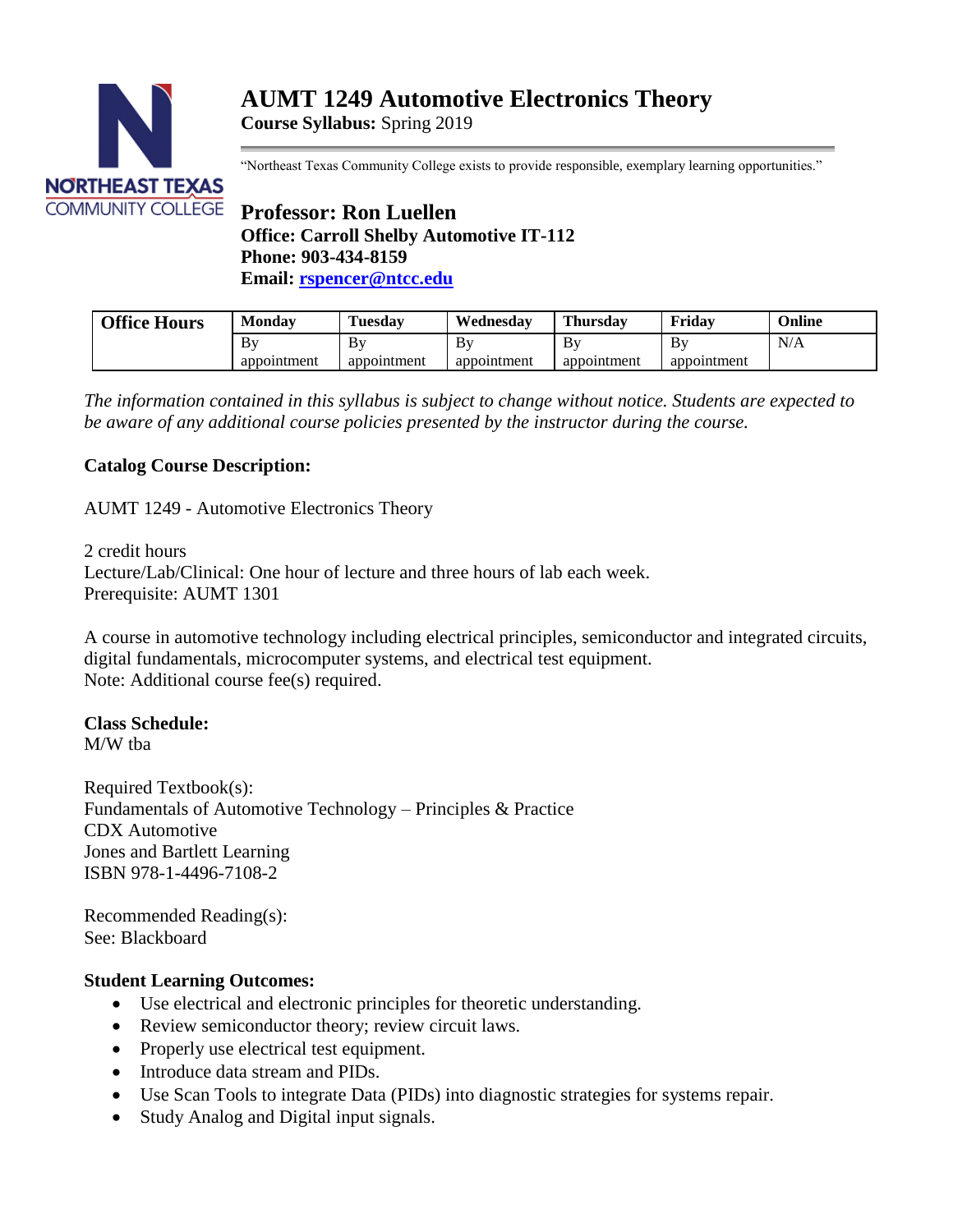# AUMT 1249 Automotive Electronics Theory

**Course Syllabus:** Spring 2019

"Northeast Texas Community College exists to provide responsible, exemplary learning opportunities."

## Professor: Ron Luellen

**Office: Carroll Shelby Automotive IT-112**
**Phone: 903-434-8159**
**Email: [rspencer@ntcc.edu](mailto:rspencer@ntcc.edu)**

| Office Hours | Monday | Tuesday | Wednesday | Thursday | Friday | Online |
|---|---|---|---|---|---|---|
| | By appointment | By appointment | By appointment | By appointment | By appointment | N/A |

*The information contained in this syllabus is subject to change without notice. Students are expected to be aware of any additional course policies presented by the instructor during the course.*

**Catalog Course Description:**

AUMT 1249 - Automotive Electronics Theory

2 credit hours
Lecture/Lab/Clinical: One hour of lecture and three hours of lab each week.
Prerequisite: AUMT 1301

A course in automotive technology including electrical principles, semiconductor and integrated circuits, digital fundamentals, microcomputer systems, and electrical test equipment.
Note: Additional course fee(s) required.

**Class Schedule:**
M/W tba

Required Textbook(s):
Fundamentals of Automotive Technology – Principles & Practice
CDX Automotive
Jones and Bartlett Learning
ISBN 978-1-4496-7108-2

Recommended Reading(s):
See: Blackboard

**Student Learning Outcomes:**

- Use electrical and electronic principles for theoretic understanding.
- Review semiconductor theory; review circuit laws.
- Properly use electrical test equipment.
- Introduce data stream and PIDs.
- Use Scan Tools to integrate Data (PIDs) into diagnostic strategies for systems repair.
- Study Analog and Digital input signals.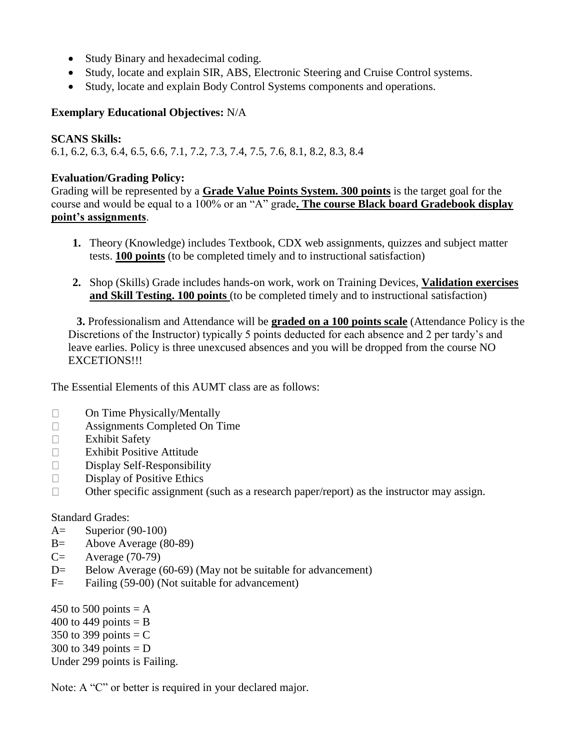- Study Binary and hexadecimal coding.
- Study, locate and explain SIR, ABS, Electronic Steering and Cruise Control systems.
- Study, locate and explain Body Control Systems components and operations.

**Exemplary Educational Objectives:** N/A

**SCANS Skills:**
6.1, 6.2, 6.3, 6.4, 6.5, 6.6, 7.1, 7.2, 7.3, 7.4, 7.5, 7.6, 8.1, 8.2, 8.3, 8.4

**Evaluation/Grading Policy:**
Grading will be represented by a **Grade Value Points System. 300 points** is the target goal for the course and would be equal to a 100% or an "A" grade**. The course Black board Gradebook display point's assignments**.

1. Theory (Knowledge) includes Textbook, CDX web assignments, quizzes and subject matter tests. **100 points** (to be completed timely and to instructional satisfaction)

2. Shop (Skills) Grade includes hands-on work, work on Training Devices, **Validation exercises and Skill Testing. 100 points** (to be completed timely and to instructional satisfaction)

3. Professionalism and Attendance will be **graded on a 100 points scale** (Attendance Policy is the Discretions of the Instructor) typically 5 points deducted for each absence and 2 per tardy's and leave earlies. Policy is three unexcused absences and you will be dropped from the course NO EXCETIONS!!!

The Essential Elements of this AUMT class are as follows:

- On Time Physically/Mentally
- Assignments Completed On Time
- Exhibit Safety
- Exhibit Positive Attitude
- Display Self-Responsibility
- Display of Positive Ethics
- Other specific assignment (such as a research paper/report) as the instructor may assign.

Standard Grades:
A= Superior (90-100)
B= Above Average (80-89)
C= Average (70-79)
D= Below Average (60-69) (May not be suitable for advancement)
F= Failing (59-00) (Not suitable for advancement)

450 to 500 points = A
400 to 449 points = B
350 to 399 points = C
300 to 349 points = D
Under 299 points is Failing.

Note: A "C" or better is required in your declared major.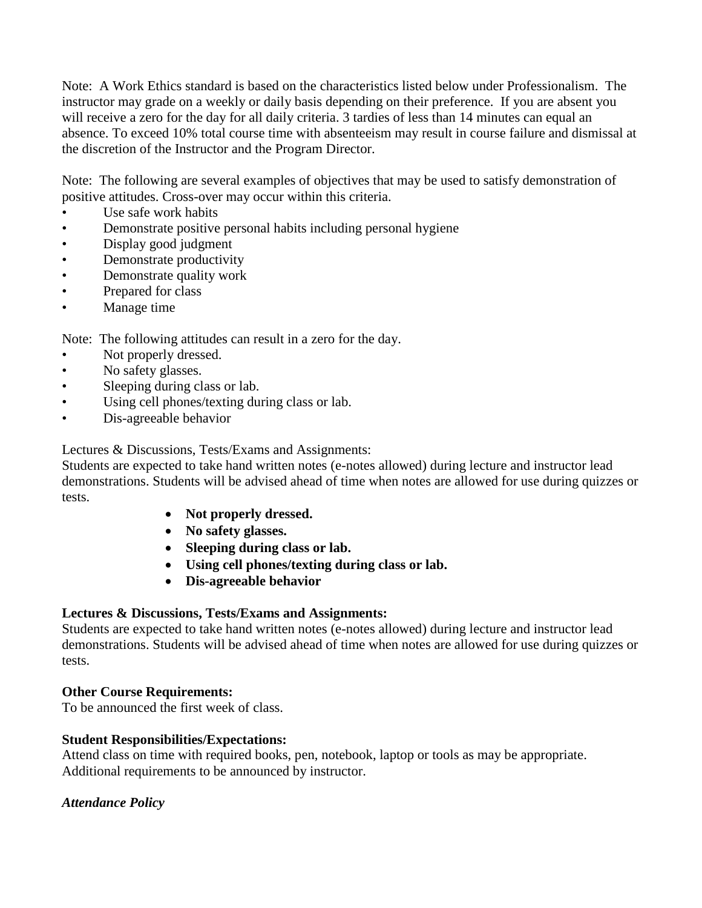Note: A Work Ethics standard is based on the characteristics listed below under Professionalism. The instructor may grade on a weekly or daily basis depending on their preference. If you are absent you will receive a zero for the day for all daily criteria. 3 tardies of less than 14 minutes can equal an absence. To exceed 10% total course time with absenteeism may result in course failure and dismissal at the discretion of the Instructor and the Program Director.

Note: The following are several examples of objectives that may be used to satisfy demonstration of positive attitudes. Cross-over may occur within this criteria.

- Use safe work habits
- Demonstrate positive personal habits including personal hygiene
- Display good judgment
- Demonstrate productivity
- Demonstrate quality work
- Prepared for class
- Manage time

Note: The following attitudes can result in a zero for the day.

- Not properly dressed.
- No safety glasses.
- Sleeping during class or lab.
- Using cell phones/texting during class or lab.
- Dis-agreeable behavior

Lectures & Discussions, Tests/Exams and Assignments:
Students are expected to take hand written notes (e-notes allowed) during lecture and instructor lead demonstrations. Students will be advised ahead of time when notes are allowed for use during quizzes or tests.

- **Not properly dressed.**
- **No safety glasses.**
- **Sleeping during class or lab.**
- **Using cell phones/texting during class or lab.**
- **Dis-agreeable behavior**

**Lectures & Discussions, Tests/Exams and Assignments:**
Students are expected to take hand written notes (e-notes allowed) during lecture and instructor lead demonstrations. Students will be advised ahead of time when notes are allowed for use during quizzes or tests.

**Other Course Requirements:**
To be announced the first week of class.

**Student Responsibilities/Expectations:**
Attend class on time with required books, pen, notebook, laptop or tools as may be appropriate. Additional requirements to be announced by instructor.

***Attendance Policy***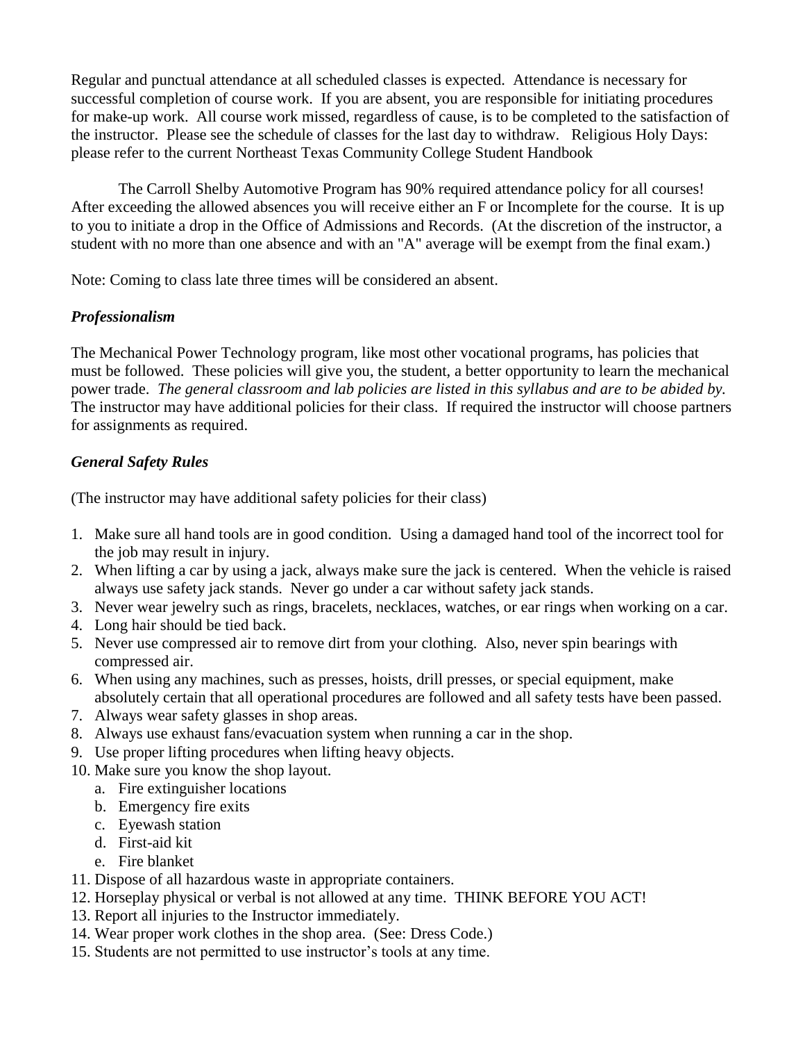Regular and punctual attendance at all scheduled classes is expected. Attendance is necessary for successful completion of course work. If you are absent, you are responsible for initiating procedures for make-up work. All course work missed, regardless of cause, is to be completed to the satisfaction of the instructor. Please see the schedule of classes for the last day to withdraw. Religious Holy Days: please refer to the current Northeast Texas Community College Student Handbook

The Carroll Shelby Automotive Program has 90% required attendance policy for all courses! After exceeding the allowed absences you will receive either an F or Incomplete for the course. It is up to you to initiate a drop in the Office of Admissions and Records. (At the discretion of the instructor, a student with no more than one absence and with an "A" average will be exempt from the final exam.)

Note: Coming to class late three times will be considered an absent.

### *Professionalism*

The Mechanical Power Technology program, like most other vocational programs, has policies that must be followed. These policies will give you, the student, a better opportunity to learn the mechanical power trade. *The general classroom and lab policies are listed in this syllabus and are to be abided by.* The instructor may have additional policies for their class. If required the instructor will choose partners for assignments as required.

### *General Safety Rules*

(The instructor may have additional safety policies for their class)

1. Make sure all hand tools are in good condition. Using a damaged hand tool of the incorrect tool for the job may result in injury.
2. When lifting a car by using a jack, always make sure the jack is centered. When the vehicle is raised always use safety jack stands. Never go under a car without safety jack stands.
3. Never wear jewelry such as rings, bracelets, necklaces, watches, or ear rings when working on a car.
4. Long hair should be tied back.
5. Never use compressed air to remove dirt from your clothing. Also, never spin bearings with compressed air.
6. When using any machines, such as presses, hoists, drill presses, or special equipment, make absolutely certain that all operational procedures are followed and all safety tests have been passed.
7. Always wear safety glasses in shop areas.
8. Always use exhaust fans/evacuation system when running a car in the shop.
9. Use proper lifting procedures when lifting heavy objects.
10. Make sure you know the shop layout.
    a. Fire extinguisher locations
    b. Emergency fire exits
    c. Eyewash station
    d. First-aid kit
    e. Fire blanket
11. Dispose of all hazardous waste in appropriate containers.
12. Horseplay physical or verbal is not allowed at any time. THINK BEFORE YOU ACT!
13. Report all injuries to the Instructor immediately.
14. Wear proper work clothes in the shop area. (See: Dress Code.)
15. Students are not permitted to use instructor's tools at any time.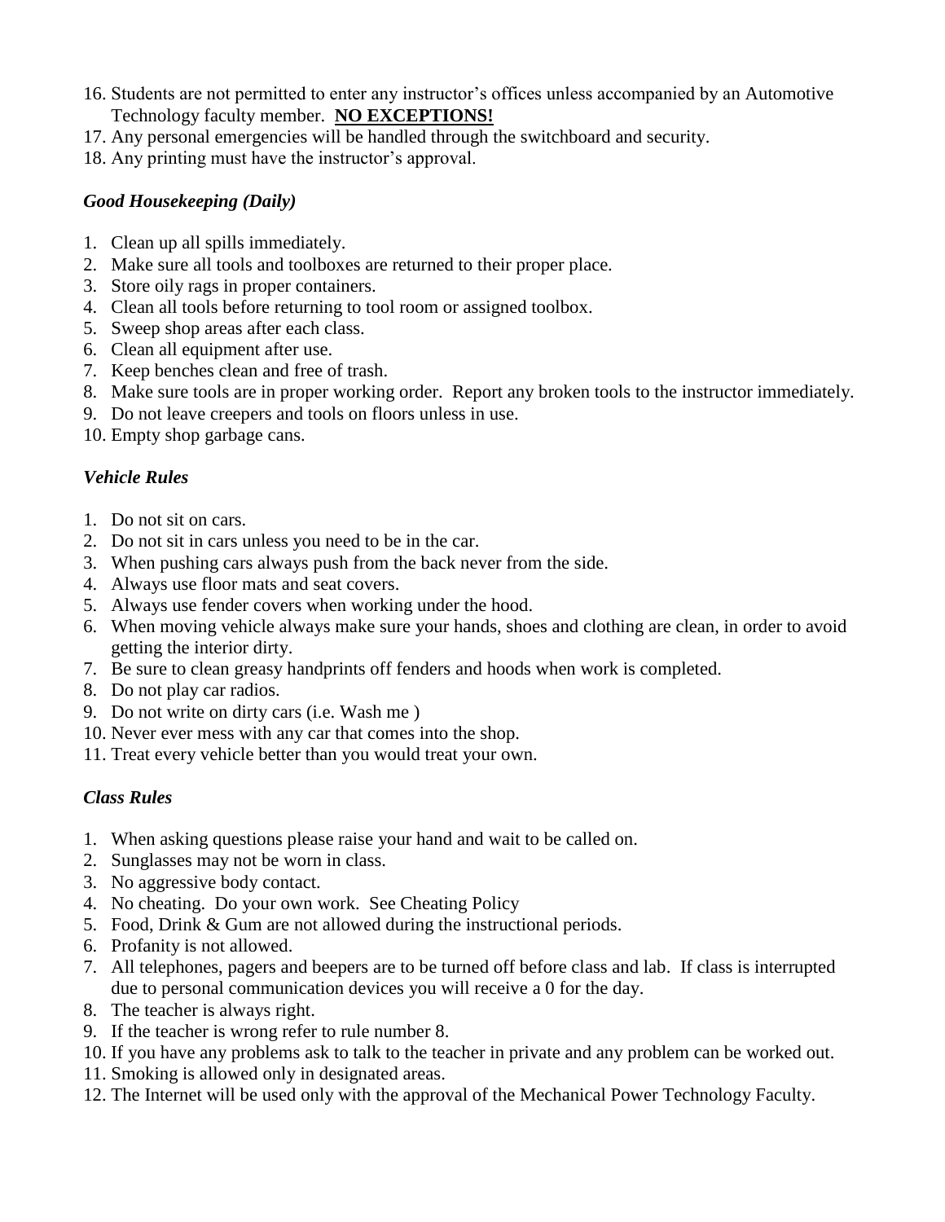16. Students are not permitted to enter any instructor's offices unless accompanied by an Automotive Technology faculty member. **<u>NO EXCEPTIONS!</u>**
17. Any personal emergencies will be handled through the switchboard and security.
18. Any printing must have the instructor's approval.

### *Good Housekeeping (Daily)*

1. Clean up all spills immediately.
2. Make sure all tools and toolboxes are returned to their proper place.
3. Store oily rags in proper containers.
4. Clean all tools before returning to tool room or assigned toolbox.
5. Sweep shop areas after each class.
6. Clean all equipment after use.
7. Keep benches clean and free of trash.
8. Make sure tools are in proper working order. Report any broken tools to the instructor immediately.
9. Do not leave creepers and tools on floors unless in use.
10. Empty shop garbage cans.

### *Vehicle Rules*

1. Do not sit on cars.
2. Do not sit in cars unless you need to be in the car.
3. When pushing cars always push from the back never from the side.
4. Always use floor mats and seat covers.
5. Always use fender covers when working under the hood.
6. When moving vehicle always make sure your hands, shoes and clothing are clean, in order to avoid getting the interior dirty.
7. Be sure to clean greasy handprints off fenders and hoods when work is completed.
8. Do not play car radios.
9. Do not write on dirty cars (i.e. Wash me )
10. Never ever mess with any car that comes into the shop.
11. Treat every vehicle better than you would treat your own.

### *Class Rules*

1. When asking questions please raise your hand and wait to be called on.
2. Sunglasses may not be worn in class.
3. No aggressive body contact.
4. No cheating. Do your own work. See Cheating Policy
5. Food, Drink & Gum are not allowed during the instructional periods.
6. Profanity is not allowed.
7. All telephones, pagers and beepers are to be turned off before class and lab. If class is interrupted due to personal communication devices you will receive a 0 for the day.
8. The teacher is always right.
9. If the teacher is wrong refer to rule number 8.
10. If you have any problems ask to talk to the teacher in private and any problem can be worked out.
11. Smoking is allowed only in designated areas.
12. The Internet will be used only with the approval of the Mechanical Power Technology Faculty.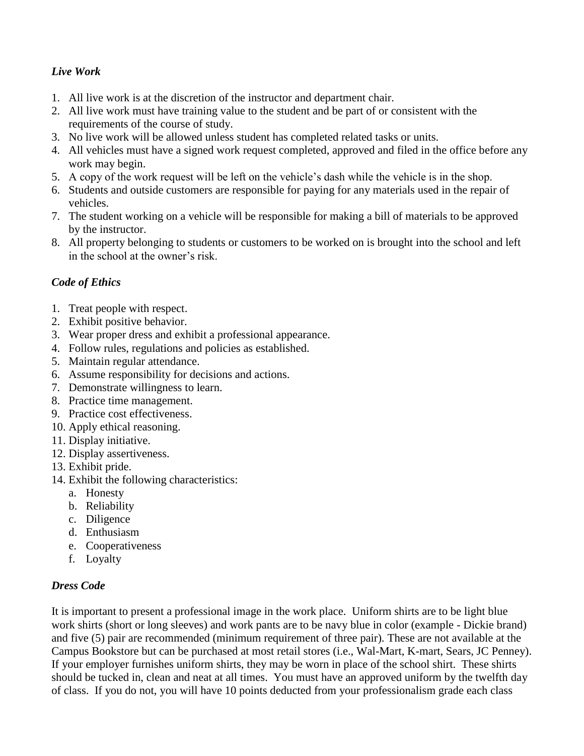*Live Work*

1. All live work is at the discretion of the instructor and department chair.
2. All live work must have training value to the student and be part of or consistent with the requirements of the course of study.
3. No live work will be allowed unless student has completed related tasks or units.
4. All vehicles must have a signed work request completed, approved and filed in the office before any work may begin.
5. A copy of the work request will be left on the vehicle's dash while the vehicle is in the shop.
6. Students and outside customers are responsible for paying for any materials used in the repair of vehicles.
7. The student working on a vehicle will be responsible for making a bill of materials to be approved by the instructor.
8. All property belonging to students or customers to be worked on is brought into the school and left in the school at the owner's risk.

*Code of Ethics*

1. Treat people with respect.
2. Exhibit positive behavior.
3. Wear proper dress and exhibit a professional appearance.
4. Follow rules, regulations and policies as established.
5. Maintain regular attendance.
6. Assume responsibility for decisions and actions.
7. Demonstrate willingness to learn.
8. Practice time management.
9. Practice cost effectiveness.
10. Apply ethical reasoning.
11. Display initiative.
12. Display assertiveness.
13. Exhibit pride.
14. Exhibit the following characteristics:
    a. Honesty
    b. Reliability
    c. Diligence
    d. Enthusiasm
    e. Cooperativeness
    f. Loyalty

*Dress Code*

It is important to present a professional image in the work place. Uniform shirts are to be light blue work shirts (short or long sleeves) and work pants are to be navy blue in color (example - Dickie brand) and five (5) pair are recommended (minimum requirement of three pair). These are not available at the Campus Bookstore but can be purchased at most retail stores (i.e., Wal-Mart, K-mart, Sears, JC Penney). If your employer furnishes uniform shirts, they may be worn in place of the school shirt. These shirts should be tucked in, clean and neat at all times. You must have an approved uniform by the twelfth day of class. If you do not, you will have 10 points deducted from your professionalism grade each class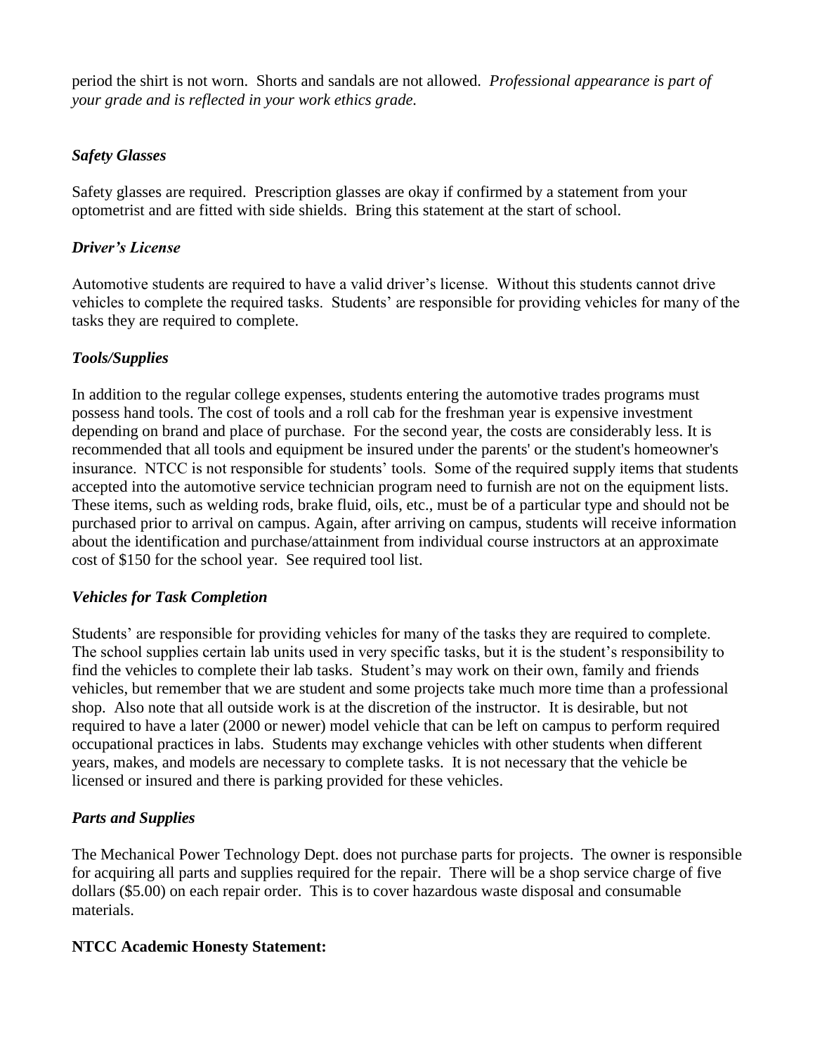period the shirt is not worn. Shorts and sandals are not allowed. *Professional appearance is part of your grade and is reflected in your work ethics grade.*

### *Safety Glasses*

Safety glasses are required. Prescription glasses are okay if confirmed by a statement from your optometrist and are fitted with side shields. Bring this statement at the start of school.

### *Driver's License*

Automotive students are required to have a valid driver's license. Without this students cannot drive vehicles to complete the required tasks. Students' are responsible for providing vehicles for many of the tasks they are required to complete.

### *Tools/Supplies*

In addition to the regular college expenses, students entering the automotive trades programs must possess hand tools. The cost of tools and a roll cab for the freshman year is expensive investment depending on brand and place of purchase. For the second year, the costs are considerably less. It is recommended that all tools and equipment be insured under the parents' or the student's homeowner's insurance. NTCC is not responsible for students' tools. Some of the required supply items that students accepted into the automotive service technician program need to furnish are not on the equipment lists. These items, such as welding rods, brake fluid, oils, etc., must be of a particular type and should not be purchased prior to arrival on campus. Again, after arriving on campus, students will receive information about the identification and purchase/attainment from individual course instructors at an approximate cost of $150 for the school year. See required tool list.

### *Vehicles for Task Completion*

Students' are responsible for providing vehicles for many of the tasks they are required to complete. The school supplies certain lab units used in very specific tasks, but it is the student's responsibility to find the vehicles to complete their lab tasks. Student's may work on their own, family and friends vehicles, but remember that we are student and some projects take much more time than a professional shop. Also note that all outside work is at the discretion of the instructor. It is desirable, but not required to have a later (2000 or newer) model vehicle that can be left on campus to perform required occupational practices in labs. Students may exchange vehicles with other students when different years, makes, and models are necessary to complete tasks. It is not necessary that the vehicle be licensed or insured and there is parking provided for these vehicles.

### *Parts and Supplies*

The Mechanical Power Technology Dept. does not purchase parts for projects. The owner is responsible for acquiring all parts and supplies required for the repair. There will be a shop service charge of five dollars ($5.00) on each repair order. This is to cover hazardous waste disposal and consumable materials.

**NTCC Academic Honesty Statement:**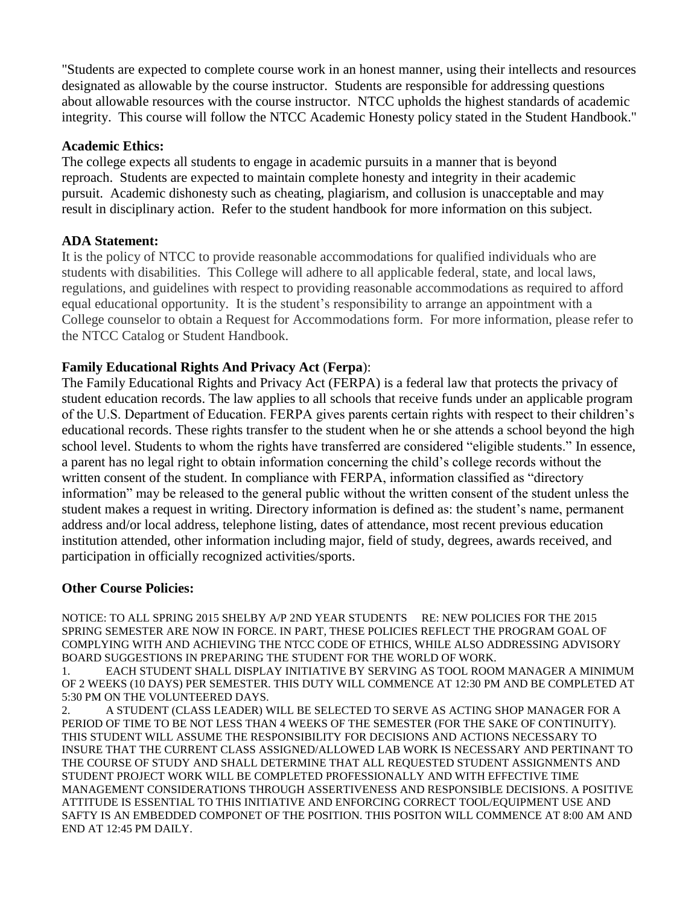"Students are expected to complete course work in an honest manner, using their intellects and resources designated as allowable by the course instructor. Students are responsible for addressing questions about allowable resources with the course instructor. NTCC upholds the highest standards of academic integrity. This course will follow the NTCC Academic Honesty policy stated in the Student Handbook."

**Academic Ethics:**

The college expects all students to engage in academic pursuits in a manner that is beyond reproach. Students are expected to maintain complete honesty and integrity in their academic pursuit. Academic dishonesty such as cheating, plagiarism, and collusion is unacceptable and may result in disciplinary action. Refer to the student handbook for more information on this subject.

**ADA Statement:**

It is the policy of NTCC to provide reasonable accommodations for qualified individuals who are students with disabilities. This College will adhere to all applicable federal, state, and local laws, regulations, and guidelines with respect to providing reasonable accommodations as required to afford equal educational opportunity. It is the student's responsibility to arrange an appointment with a College counselor to obtain a Request for Accommodations form. For more information, please refer to the NTCC Catalog or Student Handbook.

**Family Educational Rights And Privacy Act** (**Ferpa**):

The Family Educational Rights and Privacy Act (FERPA) is a federal law that protects the privacy of student education records. The law applies to all schools that receive funds under an applicable program of the U.S. Department of Education. FERPA gives parents certain rights with respect to their children's educational records. These rights transfer to the student when he or she attends a school beyond the high school level. Students to whom the rights have transferred are considered "eligible students." In essence, a parent has no legal right to obtain information concerning the child's college records without the written consent of the student. In compliance with FERPA, information classified as "directory information" may be released to the general public without the written consent of the student unless the student makes a request in writing. Directory information is defined as: the student's name, permanent address and/or local address, telephone listing, dates of attendance, most recent previous education institution attended, other information including major, field of study, degrees, awards received, and participation in officially recognized activities/sports.

**Other Course Policies:**

NOTICE: TO ALL SPRING 2015 SHELBY A/P 2ND YEAR STUDENTS RE: NEW POLICIES FOR THE 2015 SPRING SEMESTER ARE NOW IN FORCE. IN PART, THESE POLICIES REFLECT THE PROGRAM GOAL OF COMPLYING WITH AND ACHIEVING THE NTCC CODE OF ETHICS, WHILE ALSO ADDRESSING ADVISORY BOARD SUGGESTIONS IN PREPARING THE STUDENT FOR THE WORLD OF WORK.

1. EACH STUDENT SHALL DISPLAY INITIATIVE BY SERVING AS TOOL ROOM MANAGER A MINIMUM OF 2 WEEKS (10 DAYS) PER SEMESTER. THIS DUTY WILL COMMENCE AT 12:30 PM AND BE COMPLETED AT 5:30 PM ON THE VOLUNTEERED DAYS.
2. A STUDENT (CLASS LEADER) WILL BE SELECTED TO SERVE AS ACTING SHOP MANAGER FOR A PERIOD OF TIME TO BE NOT LESS THAN 4 WEEKS OF THE SEMESTER (FOR THE SAKE OF CONTINUITY). THIS STUDENT WILL ASSUME THE RESPONSIBILITY FOR DECISIONS AND ACTIONS NECESSARY TO INSURE THAT THE CURRENT CLASS ASSIGNED/ALLOWED LAB WORK IS NECESSARY AND PERTINANT TO THE COURSE OF STUDY AND SHALL DETERMINE THAT ALL REQUESTED STUDENT ASSIGNMENTS AND STUDENT PROJECT WORK WILL BE COMPLETED PROFESSIONALLY AND WITH EFFECTIVE TIME MANAGEMENT CONSIDERATIONS THROUGH ASSERTIVENESS AND RESPONSIBLE DECISIONS. A POSITIVE ATTITUDE IS ESSENTIAL TO THIS INITIATIVE AND ENFORCING CORRECT TOOL/EQUIPMENT USE AND SAFTY IS AN EMBEDDED COMPONET OF THE POSITION. THIS POSITON WILL COMMENCE AT 8:00 AM AND END AT 12:45 PM DAILY.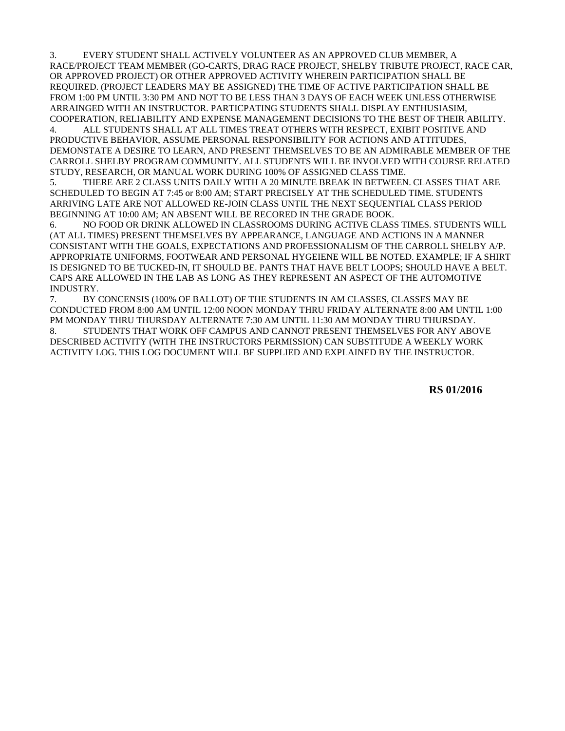3. EVERY STUDENT SHALL ACTIVELY VOLUNTEER AS AN APPROVED CLUB MEMBER, A RACE/PROJECT TEAM MEMBER (GO-CARTS, DRAG RACE PROJECT, SHELBY TRIBUTE PROJECT, RACE CAR, OR APPROVED PROJECT) OR OTHER APPROVED ACTIVITY WHEREIN PARTICIPATION SHALL BE REQUIRED. (PROJECT LEADERS MAY BE ASSIGNED) THE TIME OF ACTIVE PARTICIPATION SHALL BE FROM 1:00 PM UNTIL 3:30 PM AND NOT TO BE LESS THAN 3 DAYS OF EACH WEEK UNLESS OTHERWISE ARRAINGED WITH AN INSTRUCTOR. PARTICPATING STUDENTS SHALL DISPLAY ENTHUSIASIM, COOPERATION, RELIABILITY AND EXPENSE MANAGEMENT DECISIONS TO THE BEST OF THEIR ABILITY.

4. ALL STUDENTS SHALL AT ALL TIMES TREAT OTHERS WITH RESPECT, EXIBIT POSITIVE AND PRODUCTIVE BEHAVIOR, ASSUME PERSONAL RESPONSIBILITY FOR ACTIONS AND ATTITUDES, DEMONSTATE A DESIRE TO LEARN, AND PRESENT THEMSELVES TO BE AN ADMIRABLE MEMBER OF THE CARROLL SHELBY PROGRAM COMMUNITY. ALL STUDENTS WILL BE INVOLVED WITH COURSE RELATED STUDY, RESEARCH, OR MANUAL WORK DURING 100% OF ASSIGNED CLASS TIME.

5. THERE ARE 2 CLASS UNITS DAILY WITH A 20 MINUTE BREAK IN BETWEEN. CLASSES THAT ARE SCHEDULED TO BEGIN AT 7:45 or 8:00 AM; START PRECISELY AT THE SCHEDULED TIME. STUDENTS ARRIVING LATE ARE NOT ALLOWED RE-JOIN CLASS UNTIL THE NEXT SEQUENTIAL CLASS PERIOD BEGINNING AT 10:00 AM; AN ABSENT WILL BE RECORED IN THE GRADE BOOK.

6. NO FOOD OR DRINK ALLOWED IN CLASSROOMS DURING ACTIVE CLASS TIMES. STUDENTS WILL (AT ALL TIMES) PRESENT THEMSELVES BY APPEARANCE, LANGUAGE AND ACTIONS IN A MANNER CONSISTANT WITH THE GOALS, EXPECTATIONS AND PROFESSIONALISM OF THE CARROLL SHELBY A/P. APPROPRIATE UNIFORMS, FOOTWEAR AND PERSONAL HYGEIENE WILL BE NOTED. EXAMPLE; IF A SHIRT IS DESIGNED TO BE TUCKED-IN, IT SHOULD BE. PANTS THAT HAVE BELT LOOPS; SHOULD HAVE A BELT. CAPS ARE ALLOWED IN THE LAB AS LONG AS THEY REPRESENT AN ASPECT OF THE AUTOMOTIVE INDUSTRY.

7. BY CONCENSIS (100% OF BALLOT) OF THE STUDENTS IN AM CLASSES, CLASSES MAY BE CONDUCTED FROM 8:00 AM UNTIL 12:00 NOON MONDAY THRU FRIDAY ALTERNATE 8:00 AM UNTIL 1:00 PM MONDAY THRU THURSDAY ALTERNATE 7:30 AM UNTIL 11:30 AM MONDAY THRU THURSDAY.

8. STUDENTS THAT WORK OFF CAMPUS AND CANNOT PRESENT THEMSELVES FOR ANY ABOVE DESCRIBED ACTIVITY (WITH THE INSTRUCTORS PERMISSION) CAN SUBSTITUDE A WEEKLY WORK ACTIVITY LOG. THIS LOG DOCUMENT WILL BE SUPPLIED AND EXPLAINED BY THE INSTRUCTOR.

**RS 01/2016**